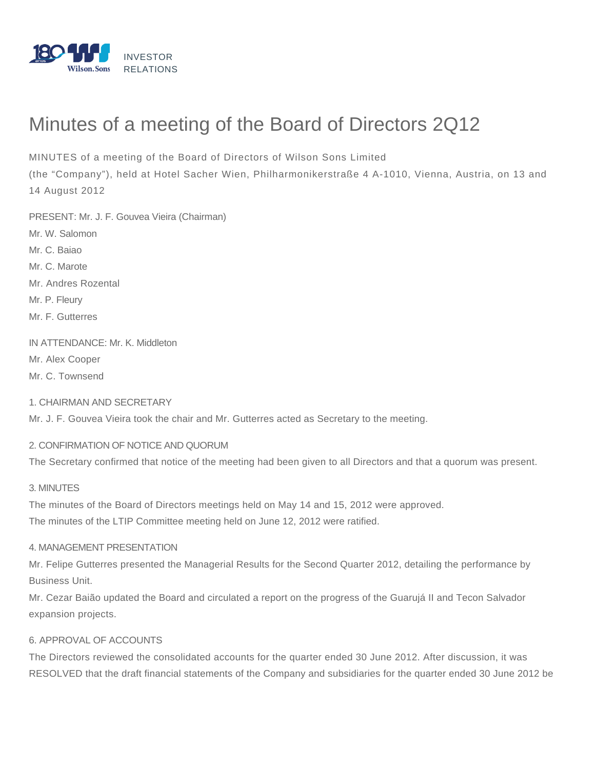INVESTOR RELATIONS

# Minutes of a meeting of the Board of Directors 2Q12

MINUTES of a meeting of the Board of Directors of Wilson Sons Limited
(the "Company"), held at Hotel Sacher Wien, Philharmonikerstraße 4 A-1010, Vienna, Austria, on 13 and 14 August 2012

PRESENT: Mr. J. F. Gouvea Vieira (Chairman)
Mr. W. Salomon
Mr. C. Baiao
Mr. C. Marote
Mr. Andres Rozental
Mr. P. Fleury
Mr. F. Gutterres

IN ATTENDANCE: Mr. K. Middleton
Mr. Alex Cooper
Mr. C. Townsend

1. CHAIRMAN AND SECRETARY

Mr. J. F. Gouvea Vieira took the chair and Mr. Gutterres acted as Secretary to the meeting.

2. CONFIRMATION OF NOTICE AND QUORUM

The Secretary confirmed that notice of the meeting had been given to all Directors and that a quorum was present.

3. MINUTES

The minutes of the Board of Directors meetings held on May 14 and 15, 2012 were approved.
The minutes of the LTIP Committee meeting held on June 12, 2012 were ratified.

4. MANAGEMENT PRESENTATION

Mr. Felipe Gutterres presented the Managerial Results for the Second Quarter 2012, detailing the performance by Business Unit.
Mr. Cezar Baião updated the Board and circulated a report on the progress of the Guarujá II and Tecon Salvador expansion projects.

6. APPROVAL OF ACCOUNTS

The Directors reviewed the consolidated accounts for the quarter ended 30 June 2012. After discussion, it was RESOLVED that the draft financial statements of the Company and subsidiaries for the quarter ended 30 June 2012 be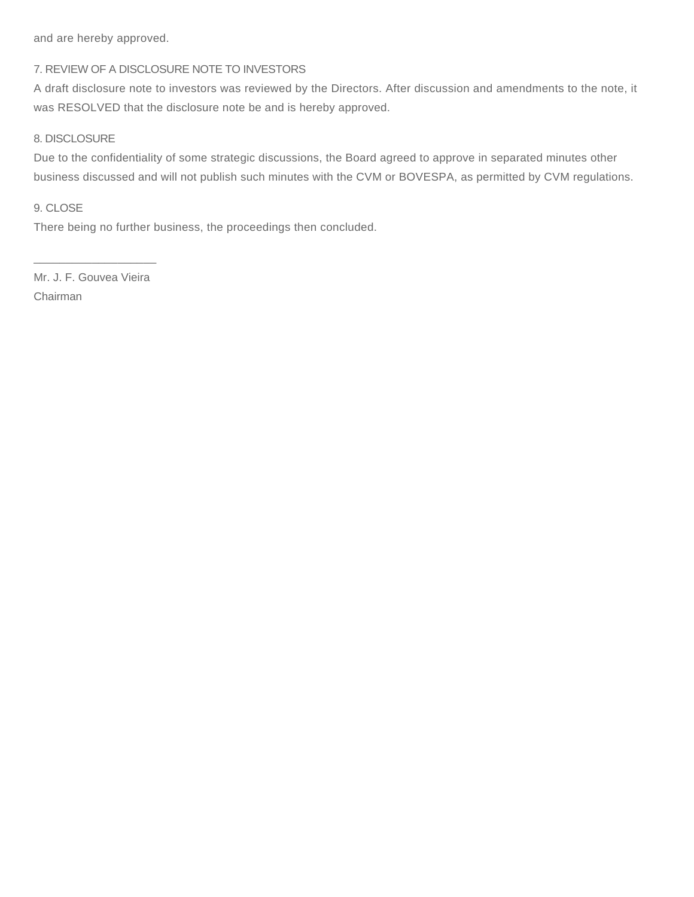and are hereby approved.

## 7. REVIEW OF A DISCLOSURE NOTE TO INVESTORS

A draft disclosure note to investors was reviewed by the Directors. After discussion and amendments to the note, it was RESOLVED that the disclosure note be and is hereby approved.

## 8. DISCLOSURE

Due to the confidentiality of some strategic discussions, the Board agreed to approve in separated minutes other business discussed and will not publish such minutes with the CVM or BOVESPA, as permitted by CVM regulations.

## 9. CLOSE

There being no further business, the proceedings then concluded.

___________________

Mr. J. F. Gouvea Vieira
Chairman